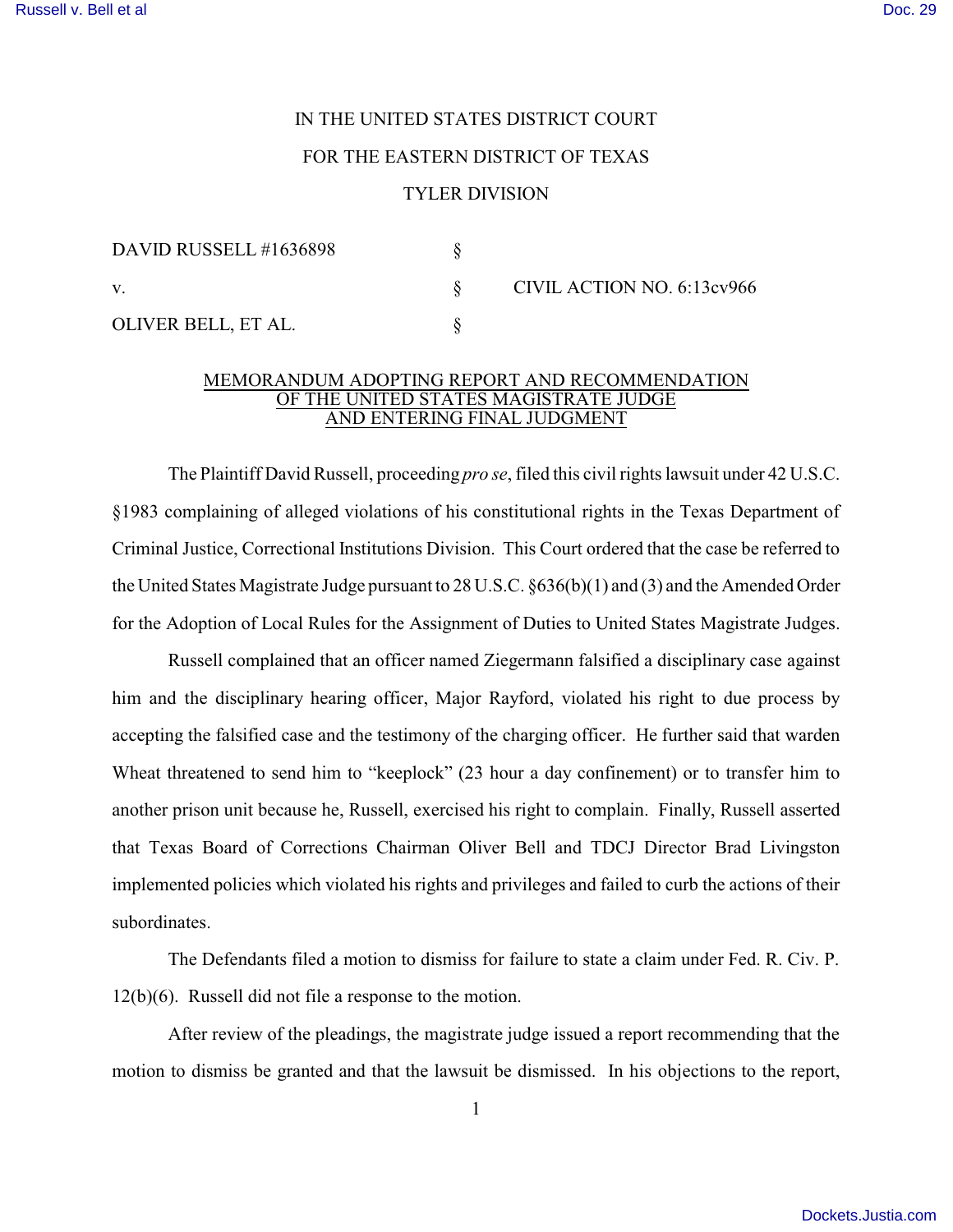IN THE UNITED STATES DISTRICT COURT

FOR THE EASTERN DISTRICT OF TEXAS

TYLER DIVISION

| | | |
|---|---|---|
| DAVID RUSSELL #1636898 | § | |
| v. | § | CIVIL ACTION NO. 6:13cv966 |
| OLIVER BELL, ET AL. | § | |

MEMORANDUM ADOPTING REPORT AND RECOMMENDATION
OF THE UNITED STATES MAGISTRATE JUDGE
AND ENTERING FINAL JUDGMENT

The Plaintiff David Russell, proceeding *pro se*, filed this civil rights lawsuit under 42 U.S.C. §1983 complaining of alleged violations of his constitutional rights in the Texas Department of Criminal Justice, Correctional Institutions Division. This Court ordered that the case be referred to the United States Magistrate Judge pursuant to 28 U.S.C. §636(b)(1) and (3) and the Amended Order for the Adoption of Local Rules for the Assignment of Duties to United States Magistrate Judges.

Russell complained that an officer named Ziegermann falsified a disciplinary case against him and the disciplinary hearing officer, Major Rayford, violated his right to due process by accepting the falsified case and the testimony of the charging officer. He further said that warden Wheat threatened to send him to "keeplock" (23 hour a day confinement) or to transfer him to another prison unit because he, Russell, exercised his right to complain. Finally, Russell asserted that Texas Board of Corrections Chairman Oliver Bell and TDCJ Director Brad Livingston implemented policies which violated his rights and privileges and failed to curb the actions of their subordinates.

The Defendants filed a motion to dismiss for failure to state a claim under Fed. R. Civ. P. 12(b)(6). Russell did not file a response to the motion.

After review of the pleadings, the magistrate judge issued a report recommending that the motion to dismiss be granted and that the lawsuit be dismissed. In his objections to the report,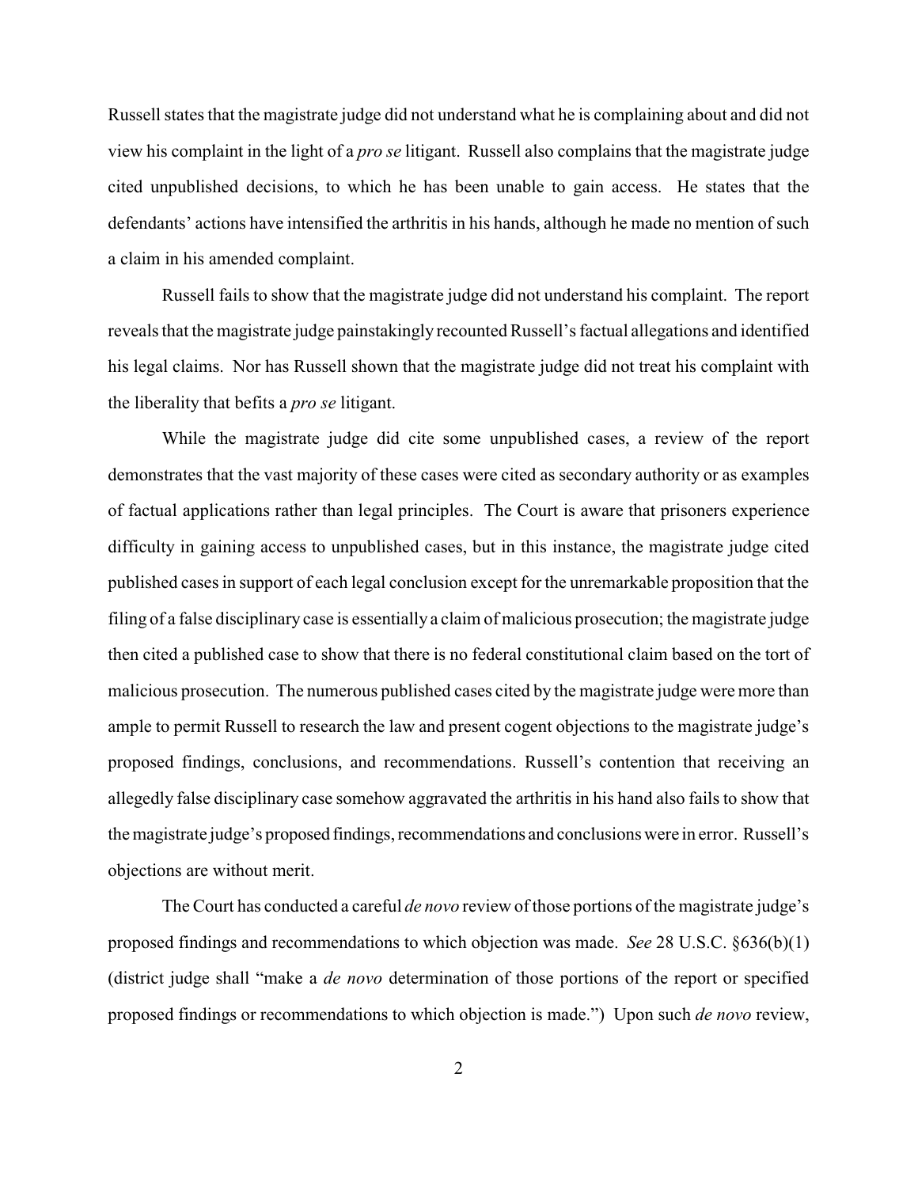Russell states that the magistrate judge did not understand what he is complaining about and did not view his complaint in the light of a *pro se* litigant. Russell also complains that the magistrate judge cited unpublished decisions, to which he has been unable to gain access. He states that the defendants' actions have intensified the arthritis in his hands, although he made no mention of such a claim in his amended complaint.

Russell fails to show that the magistrate judge did not understand his complaint. The report reveals that the magistrate judge painstakingly recounted Russell's factual allegations and identified his legal claims. Nor has Russell shown that the magistrate judge did not treat his complaint with the liberality that befits a *pro se* litigant.

While the magistrate judge did cite some unpublished cases, a review of the report demonstrates that the vast majority of these cases were cited as secondary authority or as examples of factual applications rather than legal principles. The Court is aware that prisoners experience difficulty in gaining access to unpublished cases, but in this instance, the magistrate judge cited published cases in support of each legal conclusion except for the unremarkable proposition that the filing of a false disciplinary case is essentially a claim of malicious prosecution; the magistrate judge then cited a published case to show that there is no federal constitutional claim based on the tort of malicious prosecution. The numerous published cases cited by the magistrate judge were more than ample to permit Russell to research the law and present cogent objections to the magistrate judge's proposed findings, conclusions, and recommendations. Russell's contention that receiving an allegedly false disciplinary case somehow aggravated the arthritis in his hand also fails to show that the magistrate judge's proposed findings, recommendations and conclusions were in error. Russell's objections are without merit.

The Court has conducted a careful *de novo* review of those portions of the magistrate judge's proposed findings and recommendations to which objection was made. *See* 28 U.S.C. §636(b)(1) (district judge shall "make a *de novo* determination of those portions of the report or specified proposed findings or recommendations to which objection is made.") Upon such *de novo* review,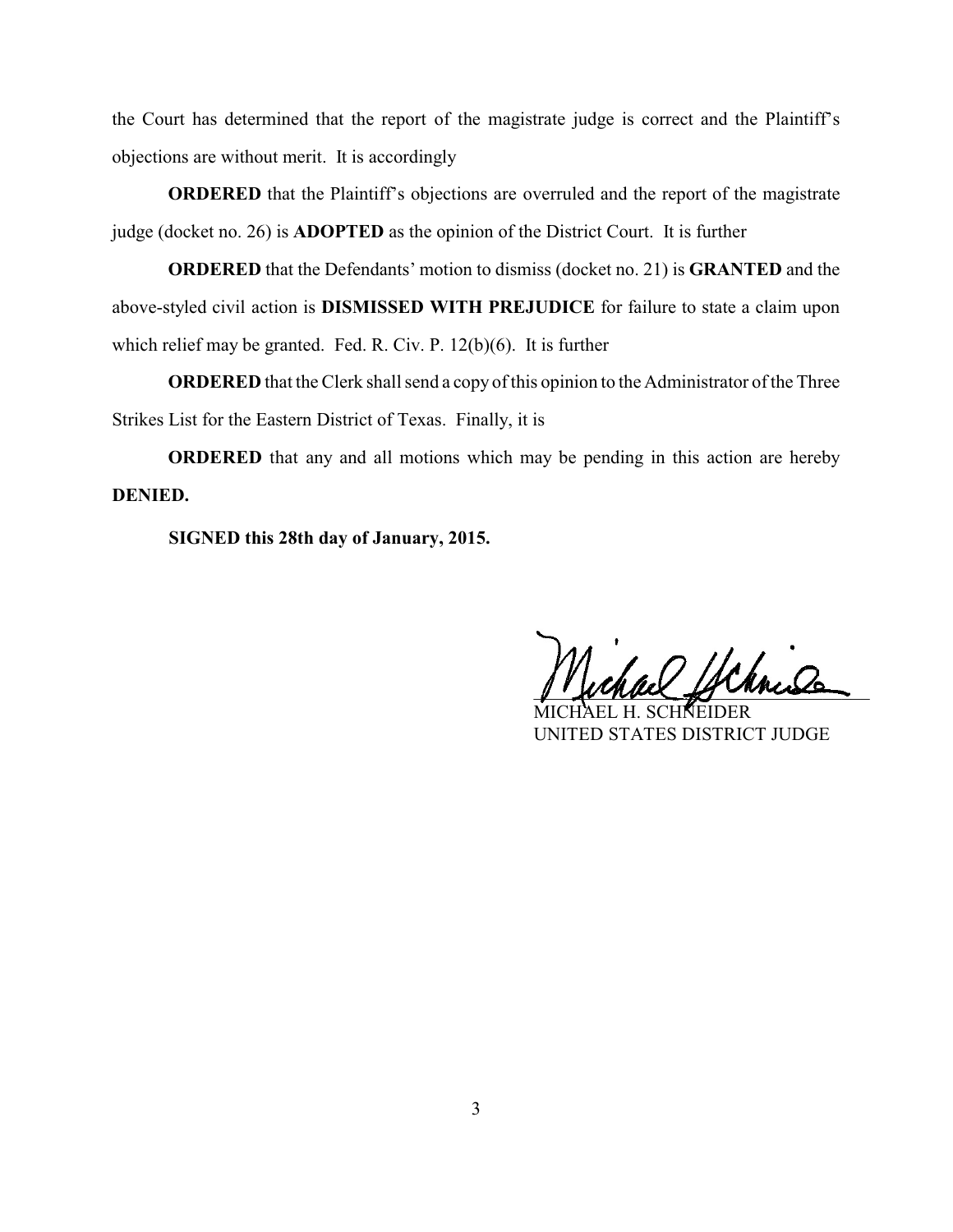the Court has determined that the report of the magistrate judge is correct and the Plaintiff's objections are without merit. It is accordingly

**ORDERED** that the Plaintiff's objections are overruled and the report of the magistrate judge (docket no. 26) is **ADOPTED** as the opinion of the District Court. It is further

**ORDERED** that the Defendants' motion to dismiss (docket no. 21) is **GRANTED** and the above-styled civil action is **DISMISSED WITH PREJUDICE** for failure to state a claim upon which relief may be granted. Fed. R. Civ. P. 12(b)(6). It is further

**ORDERED** that the Clerk shall send a copy of this opinion to the Administrator of the Three Strikes List for the Eastern District of Texas. Finally, it is

**ORDERED** that any and all motions which may be pending in this action are hereby **DENIED.**

**SIGNED this 28th day of January, 2015.**

MICHAEL H. SCHNEIDER
UNITED STATES DISTRICT JUDGE